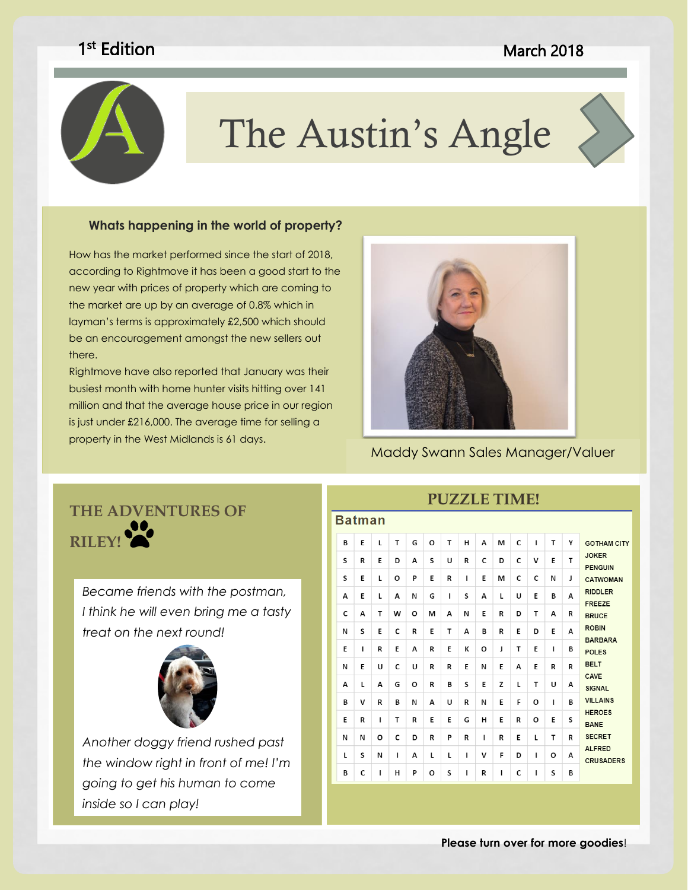1st Edition

March 2018

# The Austin's Angle

## Whats happening in the world of property?

How has the market performed since the start of 2018, according to Rightmove it has been a good start to the new year with prices of property which are coming to the market are up by an average of 0.8% which in layman's terms is approximately £2,500 which should be an encouragement amongst the new sellers out there.

Rightmove have also reported that January was their busiest month with home hunter visits hitting over 141 million and that the average house price in our region is just under £216,000. The average time for selling a property in the West Midlands is 61 days.

Maddy Swann Sales Manager/Valuer

## THE ADVENTURES OF RILEY!

*Became friends with the postman, I think he will even bring me a tasty treat on the next round!*

*Another doggy friend rushed past the window right in front of me! I'm going to get his human to come inside so I can play!*

## PUZZLE TIME!

### Batman

| | | | | | | | | | | | | | |
|---|---|---|---|---|---|---|---|---|---|---|---|---|---|
| B | E | L | T | G | O | T | H | A | M | C | I | T | Y |
| S | R | E | D | A | S | U | R | C | D | C | V | E | T |
| S | E | L | O | P | E | R | I | E | M | C | C | N | J |
| A | E | L | A | N | G | I | S | A | L | U | E | B | A |
| C | A | T | W | O | M | A | N | E | R | D | T | A | R |
| N | S | E | C | R | E | T | A | B | R | E | D | E | A |
| E | I | R | E | A | R | E | K | O | J | T | E | I | B |
| N | E | U | C | U | R | R | E | N | E | A | E | R | R |
| A | L | A | G | O | R | B | S | E | Z | L | T | U | A |
| B | V | R | B | N | A | U | R | N | E | F | O | I | B |
| E | R | I | T | R | E | E | G | H | E | R | O | E | S |
| N | N | O | C | D | R | P | R | I | R | E | L | T | R |
| L | S | N | I | A | L | L | I | V | F | D | I | O | A |
| B | C | I | H | P | O | S | I | R | I | C | I | S | B |

GOTHAM CITY
JOKER
PENGUIN
CATWOMAN
RIDDLER
FREEZE
BRUCE
ROBIN
BARBARA
POLES
BELT
CAVE
SIGNAL
VILLAINS
HEROES
BANE
SECRET
ALFRED
CRUSADERS

**Please turn over for more goodies!**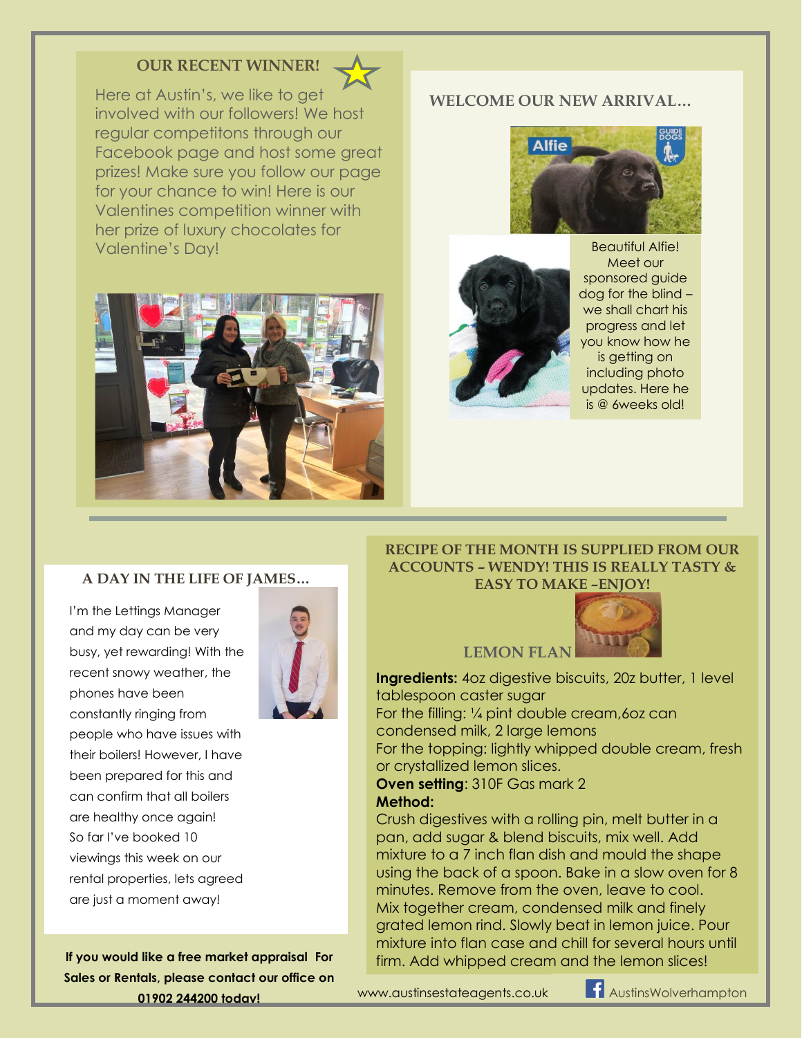## OUR RECENT WINNER!

Here at Austin's, we like to get involved with our followers! We host regular competitons through our Facebook page and host some great prizes! Make sure you follow our page for your chance to win! Here is our Valentines competition winner with her prize of luxury chocolates for Valentine's Day!

## WELCOME OUR NEW ARRIVAL…

Beautiful Alfie! Meet our sponsored guide dog for the blind – we shall chart his progress and let you know how he is getting on including photo updates. Here he is @ 6weeks old!

## A DAY IN THE LIFE OF JAMES…

I'm the Lettings Manager and my day can be very busy, yet rewarding! With the recent snowy weather, the phones have been constantly ringing from people who have issues with their boilers! However, I have been prepared for this and can confirm that all boilers are healthy once again! So far I've booked 10 viewings this week on our rental properties, lets agreed are just a moment away!

**If you would like a free market appraisal For Sales or Rentals, please contact our office on 01902 244200 today!**

## RECIPE OF THE MONTH IS SUPPLIED FROM OUR ACCOUNTS – WENDY! THIS IS REALLY TASTY & EASY TO MAKE –ENJOY!

### LEMON FLAN

**Ingredients:** 4oz digestive biscuits, 20z butter, 1 level tablespoon caster sugar

For the filling: ¼ pint double cream,6oz can condensed milk, 2 large lemons

For the topping: lightly whipped double cream, fresh or crystallized lemon slices.

**Oven setting**: 310F Gas mark 2

**Method:**

Crush digestives with a rolling pin, melt butter in a pan, add sugar & blend biscuits, mix well. Add mixture to a 7 inch flan dish and mould the shape using the back of a spoon. Bake in a slow oven for 8 minutes. Remove from the oven, leave to cool.

Mix together cream, condensed milk and finely grated lemon rind. Slowly beat in lemon juice. Pour mixture into flan case and chill for several hours until firm. Add whipped cream and the lemon slices!

www.austinsestateagents.co.uk AustinsWolverhampton